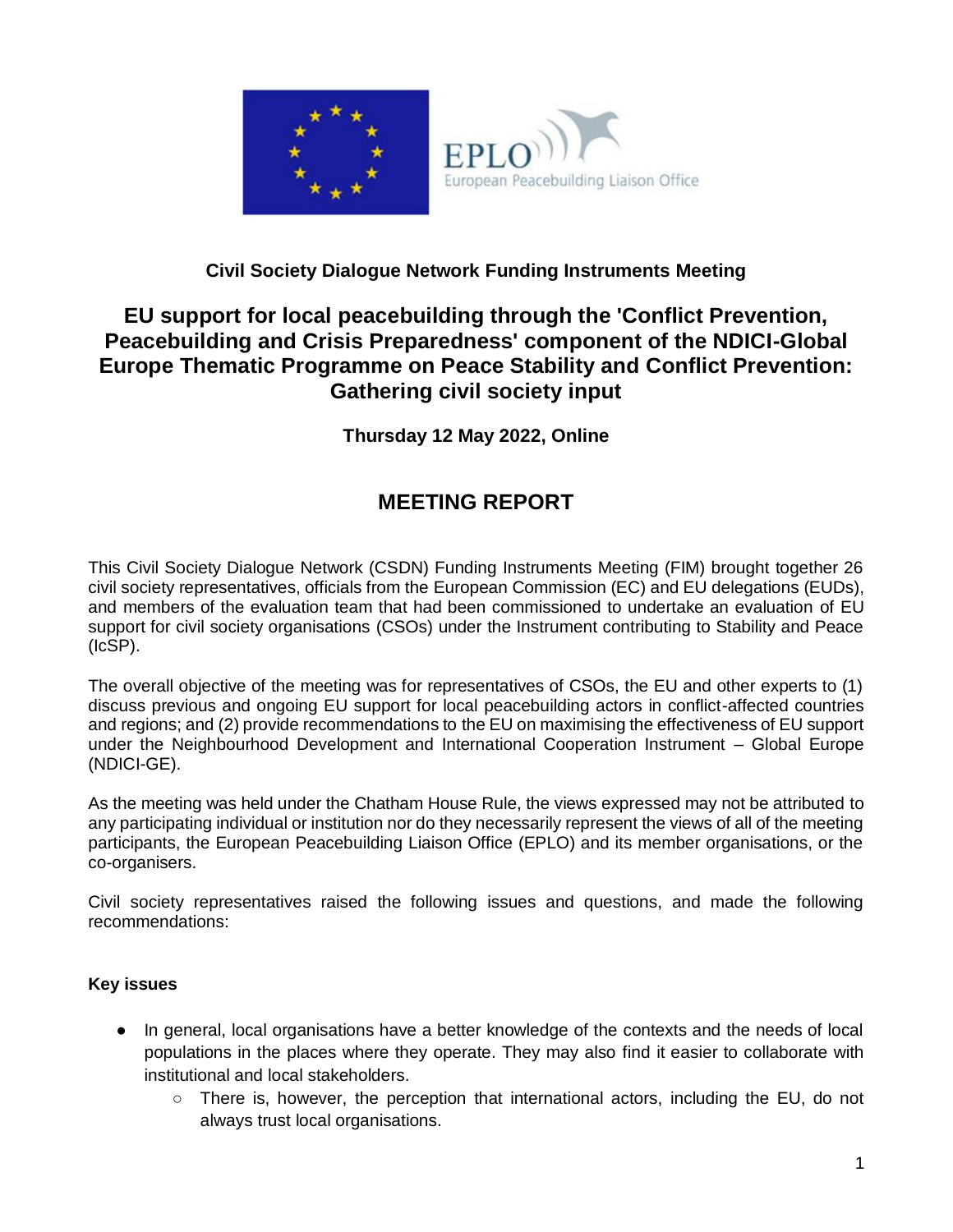**Civil Society Dialogue Network Funding Instruments Meeting**

# EU support for local peacebuilding through the 'Conflict Prevention, Peacebuilding and Crisis Preparedness' component of the NDICI-Global Europe Thematic Programme on Peace Stability and Conflict Prevention: Gathering civil society input

**Thursday 12 May 2022, Online**

## MEETING REPORT

This Civil Society Dialogue Network (CSDN) Funding Instruments Meeting (FIM) brought together 26 civil society representatives, officials from the European Commission (EC) and EU delegations (EUDs), and members of the evaluation team that had been commissioned to undertake an evaluation of EU support for civil society organisations (CSOs) under the Instrument contributing to Stability and Peace (IcSP).

The overall objective of the meeting was for representatives of CSOs, the EU and other experts to (1) discuss previous and ongoing EU support for local peacebuilding actors in conflict-affected countries and regions; and (2) provide recommendations to the EU on maximising the effectiveness of EU support under the Neighbourhood Development and International Cooperation Instrument – Global Europe (NDICI-GE).

As the meeting was held under the Chatham House Rule, the views expressed may not be attributed to any participating individual or institution nor do they necessarily represent the views of all of the meeting participants, the European Peacebuilding Liaison Office (EPLO) and its member organisations, or the co-organisers.

Civil society representatives raised the following issues and questions, and made the following recommendations:

### Key issues

- In general, local organisations have a better knowledge of the contexts and the needs of local populations in the places where they operate. They may also find it easier to collaborate with institutional and local stakeholders.
  - There is, however, the perception that international actors, including the EU, do not always trust local organisations.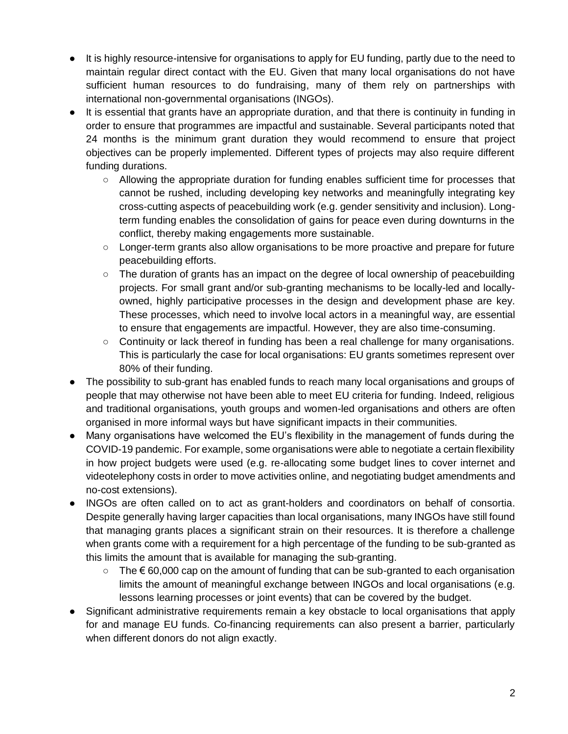- It is highly resource-intensive for organisations to apply for EU funding, partly due to the need to maintain regular direct contact with the EU. Given that many local organisations do not have sufficient human resources to do fundraising, many of them rely on partnerships with international non-governmental organisations (INGOs).
- It is essential that grants have an appropriate duration, and that there is continuity in funding in order to ensure that programmes are impactful and sustainable. Several participants noted that 24 months is the minimum grant duration they would recommend to ensure that project objectives can be properly implemented. Different types of projects may also require different funding durations.
    - Allowing the appropriate duration for funding enables sufficient time for processes that cannot be rushed, including developing key networks and meaningfully integrating key cross-cutting aspects of peacebuilding work (e.g. gender sensitivity and inclusion). Long-term funding enables the consolidation of gains for peace even during downturns in the conflict, thereby making engagements more sustainable.
    - Longer-term grants also allow organisations to be more proactive and prepare for future peacebuilding efforts.
    - The duration of grants has an impact on the degree of local ownership of peacebuilding projects. For small grant and/or sub-granting mechanisms to be locally-led and locally-owned, highly participative processes in the design and development phase are key. These processes, which need to involve local actors in a meaningful way, are essential to ensure that engagements are impactful. However, they are also time-consuming.
    - Continuity or lack thereof in funding has been a real challenge for many organisations. This is particularly the case for local organisations: EU grants sometimes represent over 80% of their funding.
- The possibility to sub-grant has enabled funds to reach many local organisations and groups of people that may otherwise not have been able to meet EU criteria for funding. Indeed, religious and traditional organisations, youth groups and women-led organisations and others are often organised in more informal ways but have significant impacts in their communities.
- Many organisations have welcomed the EU's flexibility in the management of funds during the COVID-19 pandemic. For example, some organisations were able to negotiate a certain flexibility in how project budgets were used (e.g. re-allocating some budget lines to cover internet and videotelephony costs in order to move activities online, and negotiating budget amendments and no-cost extensions).
- INGOs are often called on to act as grant-holders and coordinators on behalf of consortia. Despite generally having larger capacities than local organisations, many INGOs have still found that managing grants places a significant strain on their resources. It is therefore a challenge when grants come with a requirement for a high percentage of the funding to be sub-granted as this limits the amount that is available for managing the sub-granting.
    - The € 60,000 cap on the amount of funding that can be sub-granted to each organisation limits the amount of meaningful exchange between INGOs and local organisations (e.g. lessons learning processes or joint events) that can be covered by the budget.
- Significant administrative requirements remain a key obstacle to local organisations that apply for and manage EU funds. Co-financing requirements can also present a barrier, particularly when different donors do not align exactly.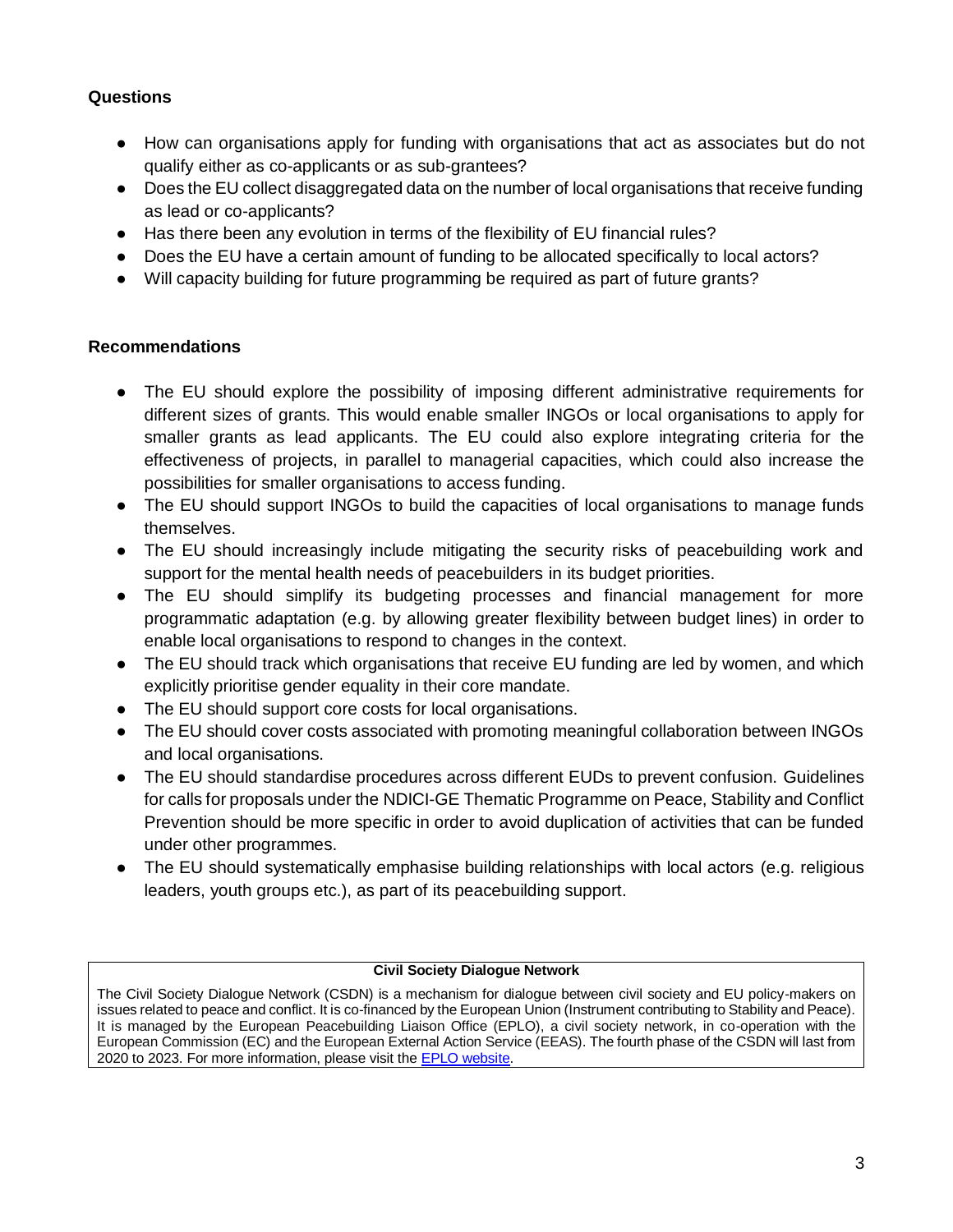**Questions**

- How can organisations apply for funding with organisations that act as associates but do not qualify either as co-applicants or as sub-grantees?
- Does the EU collect disaggregated data on the number of local organisations that receive funding as lead or co-applicants?
- Has there been any evolution in terms of the flexibility of EU financial rules?
- Does the EU have a certain amount of funding to be allocated specifically to local actors?
- Will capacity building for future programming be required as part of future grants?

**Recommendations**

- The EU should explore the possibility of imposing different administrative requirements for different sizes of grants. This would enable smaller INGOs or local organisations to apply for smaller grants as lead applicants. The EU could also explore integrating criteria for the effectiveness of projects, in parallel to managerial capacities, which could also increase the possibilities for smaller organisations to access funding.
- The EU should support INGOs to build the capacities of local organisations to manage funds themselves.
- The EU should increasingly include mitigating the security risks of peacebuilding work and support for the mental health needs of peacebuilders in its budget priorities.
- The EU should simplify its budgeting processes and financial management for more programmatic adaptation (e.g. by allowing greater flexibility between budget lines) in order to enable local organisations to respond to changes in the context.
- The EU should track which organisations that receive EU funding are led by women, and which explicitly prioritise gender equality in their core mandate.
- The EU should support core costs for local organisations.
- The EU should cover costs associated with promoting meaningful collaboration between INGOs and local organisations.
- The EU should standardise procedures across different EUDs to prevent confusion. Guidelines for calls for proposals under the NDICI-GE Thematic Programme on Peace, Stability and Conflict Prevention should be more specific in order to avoid duplication of activities that can be funded under other programmes.
- The EU should systematically emphasise building relationships with local actors (e.g. religious leaders, youth groups etc.), as part of its peacebuilding support.

---

**Civil Society Dialogue Network**

The Civil Society Dialogue Network (CSDN) is a mechanism for dialogue between civil society and EU policy-makers on issues related to peace and conflict. It is co-financed by the European Union (Instrument contributing to Stability and Peace). It is managed by the European Peacebuilding Liaison Office (EPLO), a civil society network, in co-operation with the European Commission (EC) and the European External Action Service (EEAS). The fourth phase of the CSDN will last from 2020 to 2023. For more information, please visit the EPLO website.